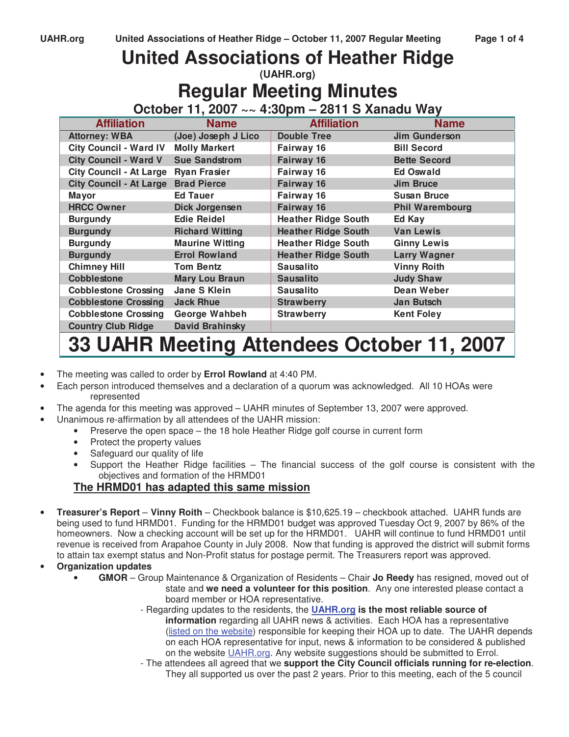# United Associations of Heather Ridge

**(UAHR.org)**

# Regular Meeting Minutes

## October 11, 2007 ~~ 4:30pm – 2811 S Xanadu Way

| Affiliation | Name | Affiliation | Name |
|---|---|---|---|
| Attorney: WBA | (Joe) Joseph J Lico | Double Tree | Jim Gunderson |
| City Council - Ward IV | Molly Markert | Fairway 16 | Bill Secord |
| City Council - Ward V | Sue Sandstrom | Fairway 16 | Bette Secord |
| City Council - At Large | Ryan Frasier | Fairway 16 | Ed Oswald |
| City Council - At Large | Brad Pierce | Fairway 16 | Jim Bruce |
| Mayor | Ed Tauer | Fairway 16 | Susan Bruce |
| HRCC Owner | Dick Jorgensen | Fairway 16 | Phil Warembourg |
| Burgundy | Edie Reidel | Heather Ridge South | Ed Kay |
| Burgundy | Richard Witting | Heather Ridge South | Van Lewis |
| Burgundy | Maurine Witting | Heather Ridge South | Ginny Lewis |
| Burgundy | Errol Rowland | Heather Ridge South | Larry Wagner |
| Chimney Hill | Tom Bentz | Sausalito | Vinny Roith |
| Cobblestone | Mary Lou Braun | Sausalito | Judy Shaw |
| Cobblestone Crossing | Jane S Klein | Sausalito | Dean Weber |
| Cobblestone Crossing | Jack Rhue | Strawberry | Jan Butsch |
| Cobblestone Crossing | George Wahbeh | Strawberry | Kent Foley |
| Country Club Ridge | David Brahinsky | | |

# 33 UAHR Meeting Attendees October 11, 2007

- The meeting was called to order by **Errol Rowland** at 4:40 PM.
- Each person introduced themselves and a declaration of a quorum was acknowledged. All 10 HOAs were represented
- The agenda for this meeting was approved – UAHR minutes of September 13, 2007 were approved.
- Unanimous re-affirmation by all attendees of the UAHR mission:
    - Preserve the open space – the 18 hole Heather Ridge golf course in current form
    - Protect the property values
    - Safeguard our quality of life
    - Support the Heather Ridge facilities – The financial success of the golf course is consistent with the objectives and formation of the HRMD01

  **<u>The HRMD01 has adapted this same mission</u>**

- **Treasurer's Report** – **Vinny Roith** – Checkbook balance is $10,625.19 – checkbook attached. UAHR funds are being used to fund HRMD01. Funding for the HRMD01 budget was approved Tuesday Oct 9, 2007 by 86% of the homeowners. Now a checking account will be set up for the HRMD01. UAHR will continue to fund HRMD01 until revenue is received from Arapahoe County in July 2008. Now that funding is approved the district will submit forms to attain tax exempt status and Non-Profit status for postage permit. The Treasurers report was approved.
- **Organization updates**
    - **GMOR** – Group Maintenance & Organization of Residents – Chair **Jo Reedy** has resigned, moved out of state and **we need a volunteer for this position**. Any one interested please contact a board member or HOA representative.
        - Regarding updates to the residents, the **UAHR.org is the most reliable source of information** regarding all UAHR news & activities. Each HOA has a representative (listed on the website) responsible for keeping their HOA up to date. The UAHR depends on each HOA representative for input, news & information to be considered & published on the website UAHR.org. Any website suggestions should be submitted to Errol.
        - The attendees all agreed that we **support the City Council officials running for re-election**. They all supported us over the past 2 years. Prior to this meeting, each of the 5 council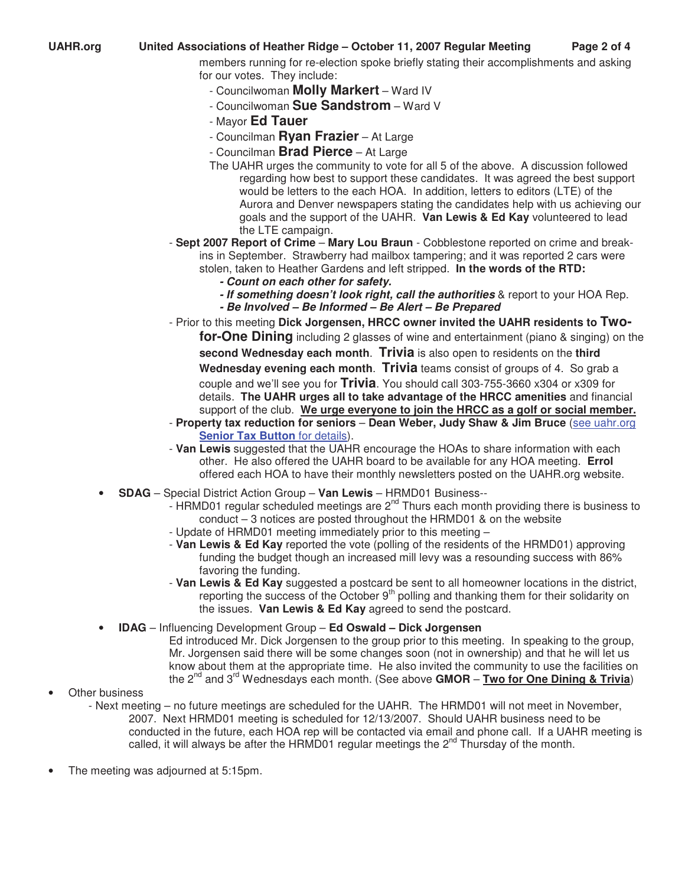members running for re-election spoke briefly stating their accomplishments and asking for our votes. They include:

- Councilwoman **Molly Markert** – Ward IV
- Councilwoman **Sue Sandstrom** – Ward V
- Mayor **Ed Tauer**
- Councilman **Ryan Frazier** – At Large
- Councilman **Brad Pierce** – At Large

The UAHR urges the community to vote for all 5 of the above. A discussion followed regarding how best to support these candidates. It was agreed the best support would be letters to the each HOA. In addition, letters to editors (LTE) of the Aurora and Denver newspapers stating the candidates help with us achieving our goals and the support of the UAHR. **Van Lewis & Ed Kay** volunteered to lead the LTE campaign.

- **Sept 2007 Report of Crime** – **Mary Lou Braun** - Cobblestone reported on crime and break-ins in September. Strawberry had mailbox tampering; and it was reported 2 cars were stolen, taken to Heather Gardens and left stripped. **In the words of the RTD:**
  - ***Count on each other for safety.***
  - ***If something doesn't look right, call the authorities*** & report to your HOA Rep.
  - ***Be Involved – Be Informed – Be Alert – Be Prepared***
- Prior to this meeting **Dick Jorgensen, HRCC owner invited the UAHR residents to Two-for-One Dining** including 2 glasses of wine and entertainment (piano & singing) on the **second Wednesday each month**. **Trivia** is also open to residents on the **third Wednesday evening each month**. **Trivia** teams consist of groups of 4. So grab a couple and we'll see you for **Trivia**. You should call 303-755-3660 x304 or x309 for details. **The UAHR urges all to take advantage of the HRCC amenities** and financial support of the club. **We urge everyone to join the HRCC as a golf or social member.**
- **Property tax reduction for seniors** – **Dean Weber, Judy Shaw & Jim Bruce** (see uahr.org **Senior Tax Button** for details).
- **Van Lewis** suggested that the UAHR encourage the HOAs to share information with each other. He also offered the UAHR board to be available for any HOA meeting. **Errol** offered each HOA to have their monthly newsletters posted on the UAHR.org website.

- **SDAG** – Special District Action Group – **Van Lewis** – HRMD01 Business--
  - HRMD01 regular scheduled meetings are 2nd Thurs each month providing there is business to conduct – 3 notices are posted throughout the HRMD01 & on the website
  - Update of HRMD01 meeting immediately prior to this meeting –
  - **Van Lewis & Ed Kay** reported the vote (polling of the residents of the HRMD01) approving funding the budget though an increased mill levy was a resounding success with 86% favoring the funding.
  - **Van Lewis & Ed Kay** suggested a postcard be sent to all homeowner locations in the district, reporting the success of the October 9th polling and thanking them for their solidarity on the issues. **Van Lewis & Ed Kay** agreed to send the postcard.
- **IDAG** – Influencing Development Group – **Ed Oswald – Dick Jorgensen**

  Ed introduced Mr. Dick Jorgensen to the group prior to this meeting. In speaking to the group, Mr. Jorgensen said there will be some changes soon (not in ownership) and that he will let us know about them at the appropriate time. He also invited the community to use the facilities on the 2nd and 3rd Wednesdays each month. (See above **GMOR** – **Two for One Dining & Trivia**)

- Other business
  - Next meeting – no future meetings are scheduled for the UAHR. The HRMD01 will not meet in November, 2007. Next HRMD01 meeting is scheduled for 12/13/2007. Should UAHR business need to be conducted in the future, each HOA rep will be contacted via email and phone call. If a UAHR meeting is called, it will always be after the HRMD01 regular meetings the 2nd Thursday of the month.

- The meeting was adjourned at 5:15pm.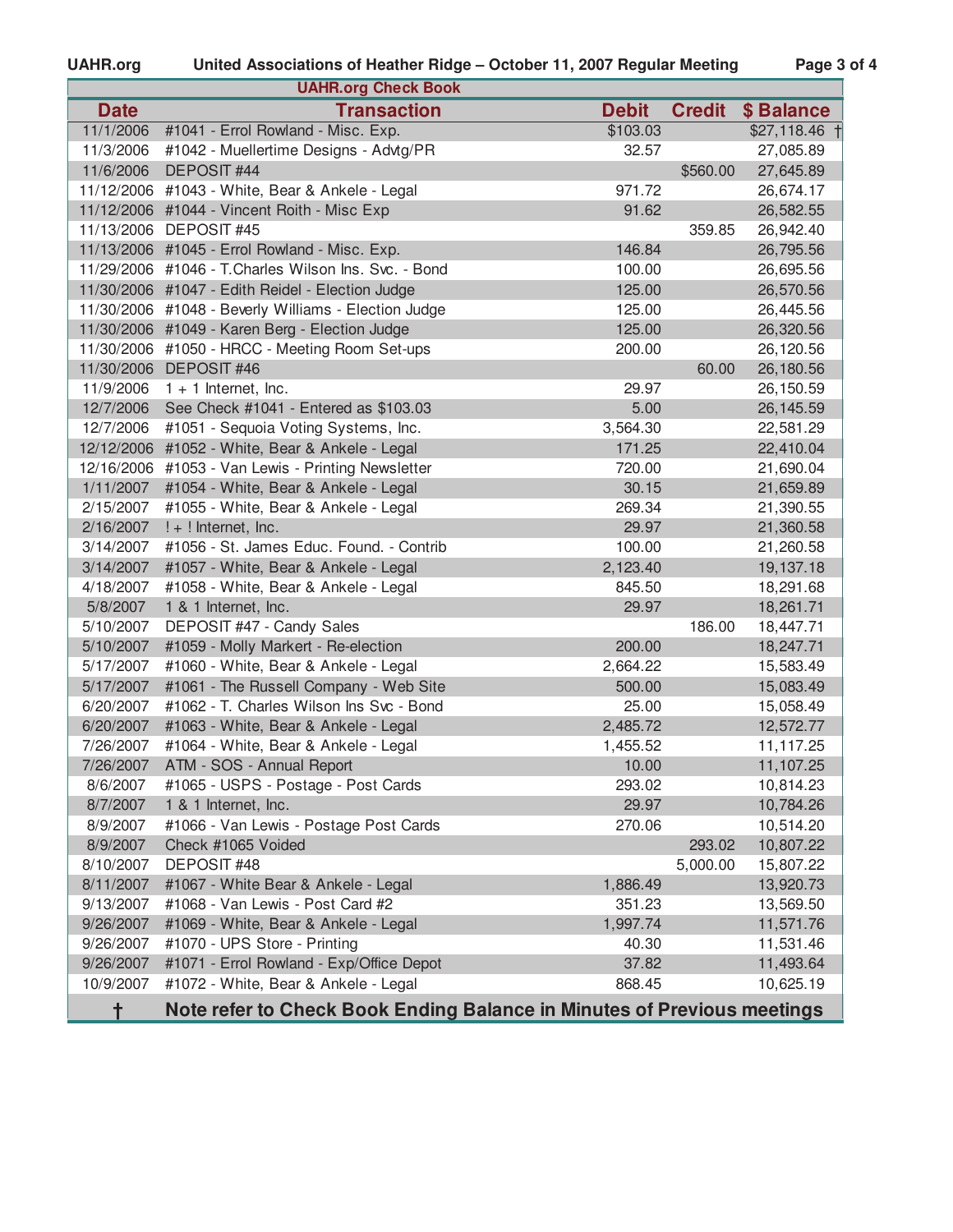## UAHR.org Check Book

| Date | Transaction | Debit | Credit | $ Balance |
|---|---|---|---|---|
| 11/1/2006 | #1041 - Errol Rowland - Misc. Exp. | $103.03 | | $27,118.46 † |
| 11/3/2006 | #1042 - Muellertime Designs - Advtg/PR | 32.57 | | 27,085.89 |
| 11/6/2006 | DEPOSIT #44 | | $560.00 | 27,645.89 |
| 11/12/2006 | #1043 - White, Bear & Ankele - Legal | 971.72 | | 26,674.17 |
| 11/12/2006 | #1044 - Vincent Roith - Misc Exp | 91.62 | | 26,582.55 |
| 11/13/2006 | DEPOSIT #45 | | 359.85 | 26,942.40 |
| 11/13/2006 | #1045 - Errol Rowland - Misc. Exp. | 146.84 | | 26,795.56 |
| 11/29/2006 | #1046 - T.Charles Wilson Ins. Svc. - Bond | 100.00 | | 26,695.56 |
| 11/30/2006 | #1047 - Edith Reidel - Election Judge | 125.00 | | 26,570.56 |
| 11/30/2006 | #1048 - Beverly Williams - Election Judge | 125.00 | | 26,445.56 |
| 11/30/2006 | #1049 - Karen Berg - Election Judge | 125.00 | | 26,320.56 |
| 11/30/2006 | #1050 - HRCC - Meeting Room Set-ups | 200.00 | | 26,120.56 |
| 11/30/2006 | DEPOSIT #46 | | 60.00 | 26,180.56 |
| 11/9/2006 | 1 + 1 Internet, Inc. | 29.97 | | 26,150.59 |
| 12/7/2006 | See Check #1041 - Entered as $103.03 | 5.00 | | 26,145.59 |
| 12/7/2006 | #1051 - Sequoia Voting Systems, Inc. | 3,564.30 | | 22,581.29 |
| 12/12/2006 | #1052 - White, Bear & Ankele - Legal | 171.25 | | 22,410.04 |
| 12/16/2006 | #1053 - Van Lewis - Printing Newsletter | 720.00 | | 21,690.04 |
| 1/11/2007 | #1054 - White, Bear & Ankele - Legal | 30.15 | | 21,659.89 |
| 2/15/2007 | #1055 - White, Bear & Ankele - Legal | 269.34 | | 21,390.55 |
| 2/16/2007 | ! + ! Internet, Inc. | 29.97 | | 21,360.58 |
| 3/14/2007 | #1056 - St. James Educ. Found. - Contrib | 100.00 | | 21,260.58 |
| 3/14/2007 | #1057 - White, Bear & Ankele - Legal | 2,123.40 | | 19,137.18 |
| 4/18/2007 | #1058 - White, Bear & Ankele - Legal | 845.50 | | 18,291.68 |
| 5/8/2007 | 1 & 1 Internet, Inc. | 29.97 | | 18,261.71 |
| 5/10/2007 | DEPOSIT #47 - Candy Sales | | 186.00 | 18,447.71 |
| 5/10/2007 | #1059 - Molly Markert - Re-election | 200.00 | | 18,247.71 |
| 5/17/2007 | #1060 - White, Bear & Ankele - Legal | 2,664.22 | | 15,583.49 |
| 5/17/2007 | #1061 - The Russell Company - Web Site | 500.00 | | 15,083.49 |
| 6/20/2007 | #1062 - T. Charles Wilson Ins Svc - Bond | 25.00 | | 15,058.49 |
| 6/20/2007 | #1063 - White, Bear & Ankele - Legal | 2,485.72 | | 12,572.77 |
| 7/26/2007 | #1064 - White, Bear & Ankele - Legal | 1,455.52 | | 11,117.25 |
| 7/26/2007 | ATM - SOS - Annual Report | 10.00 | | 11,107.25 |
| 8/6/2007 | #1065 - USPS - Postage - Post Cards | 293.02 | | 10,814.23 |
| 8/7/2007 | 1 & 1 Internet, Inc. | 29.97 | | 10,784.26 |
| 8/9/2007 | #1066 - Van Lewis - Postage Post Cards | 270.06 | | 10,514.20 |
| 8/9/2007 | Check #1065 Voided | | 293.02 | 10,807.22 |
| 8/10/2007 | DEPOSIT #48 | | 5,000.00 | 15,807.22 |
| 8/11/2007 | #1067 - White Bear & Ankele - Legal | 1,886.49 | | 13,920.73 |
| 9/13/2007 | #1068 - Van Lewis - Post Card #2 | 351.23 | | 13,569.50 |
| 9/26/2007 | #1069 - White, Bear & Ankele - Legal | 1,997.74 | | 11,571.76 |
| 9/26/2007 | #1070 - UPS Store - Printing | 40.30 | | 11,531.46 |
| 9/26/2007 | #1071 - Errol Rowland - Exp/Office Depot | 37.82 | | 11,493.64 |
| 10/9/2007 | #1072 - White, Bear & Ankele - Legal | 868.45 | | 10,625.19 |

**† Note refer to Check Book Ending Balance in Minutes of Previous meetings**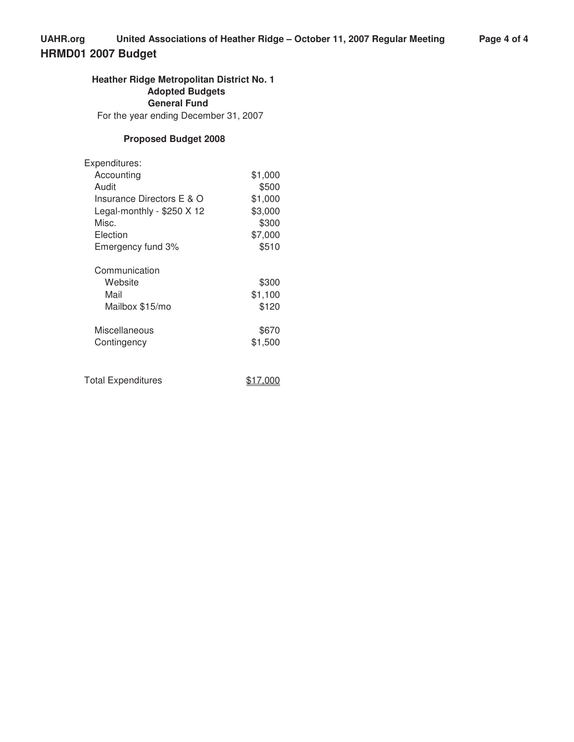## HRMD01 2007 Budget

**Heather Ridge Metropolitan District No. 1**
**Adopted Budgets**
**General Fund**
For the year ending December 31, 2007

**Proposed Budget 2008**

| | |
|---|---|
| Expenditures: | |
| Accounting | $1,000 |
| Audit | $500 |
| Insurance Directors E & O | $1,000 |
| Legal-monthly - $250 X 12 | $3,000 |
| Misc. | $300 |
| Election | $7,000 |
| Emergency fund 3% | $510 |
| Communication | |
| Website | $300 |
| Mail | $1,100 |
| Mailbox $15/mo | $120 |
| Miscellaneous | $670 |
| Contingency | $1,500 |
| Total Expenditures | $17,000 |